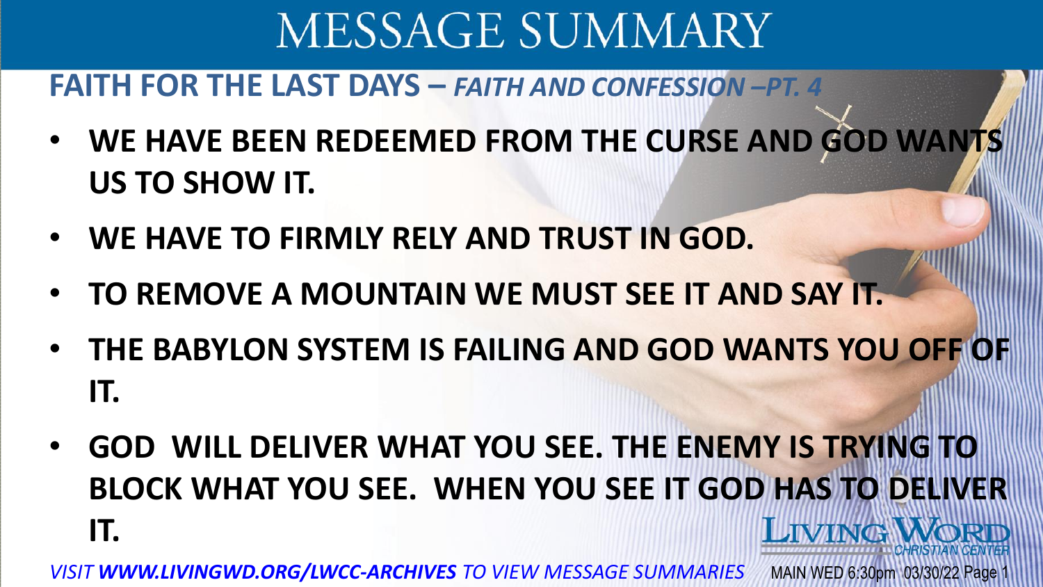# MESSAGE SUMMARY

## FAITH FOR THE LAST DAYS – *FAITH AND CONFESSION –PT. 4*

- **WE HAVE BEEN REDEEMED FROM THE CURSE AND GOD WANTS US TO SHOW IT.**
- **WE HAVE TO FIRMLY RELY AND TRUST IN GOD.**
- **TO REMOVE A MOUNTAIN WE MUST SEE IT AND SAY IT.**
- **THE BABYLON SYSTEM IS FAILING AND GOD WANTS YOU OFF OF IT.**
- **GOD WILL DELIVER WHAT YOU SEE. THE ENEMY IS TRYING TO BLOCK WHAT YOU SEE. WHEN YOU SEE IT GOD HAS TO DELIVER IT.**

LIVING WORD CHRISTIAN CENTER

*VISIT **WWW.LIVINGWD.ORG/LWCC-ARCHIVES** TO VIEW MESSAGE SUMMARIES*

MAIN WED 6:30pm 03/30/22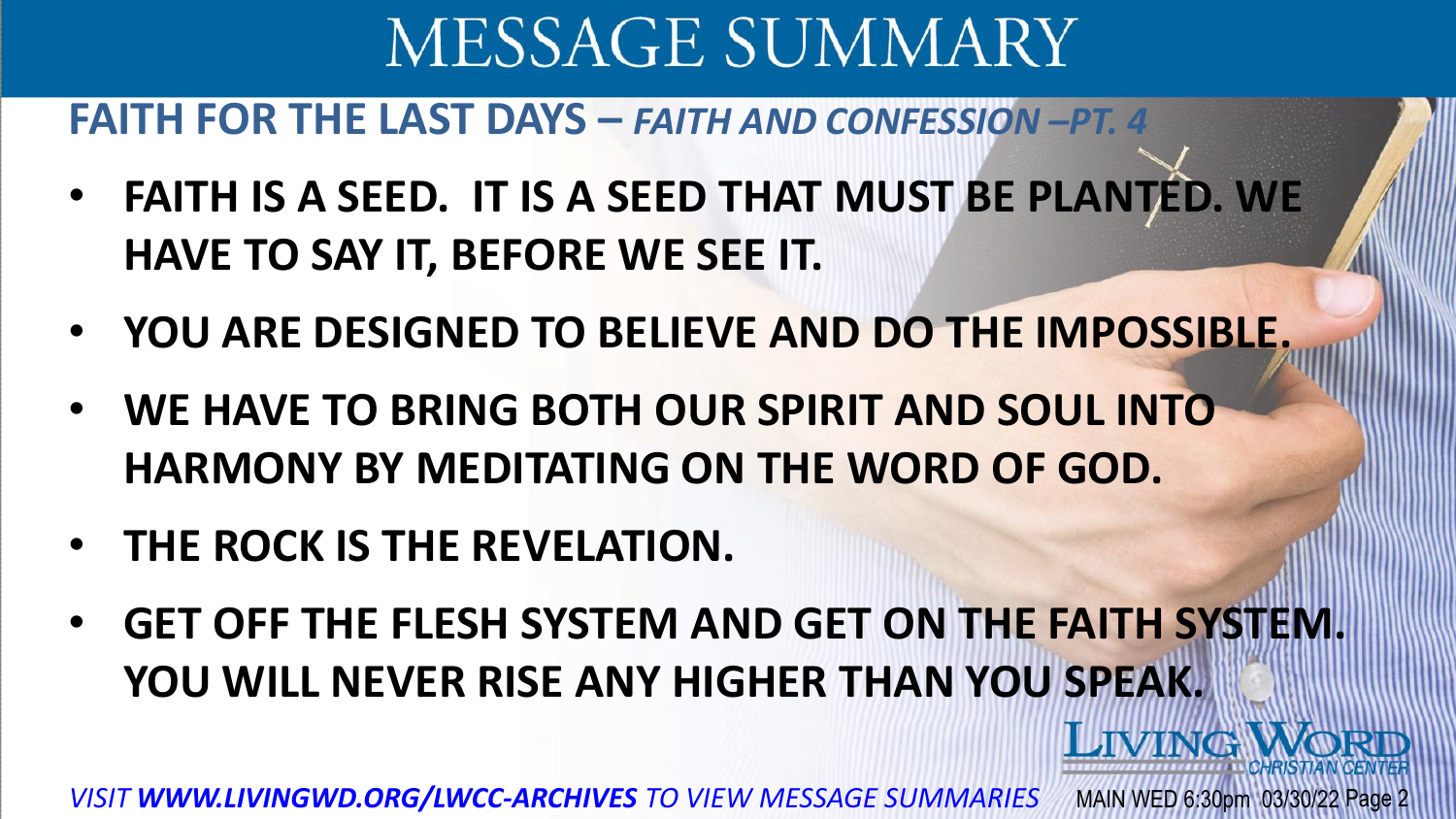# MESSAGE SUMMARY

## FAITH FOR THE LAST DAYS – *FAITH AND CONFESSION –PT. 4*

- **FAITH IS A SEED. IT IS A SEED THAT MUST BE PLANTED. WE HAVE TO SAY IT, BEFORE WE SEE IT.**
- **YOU ARE DESIGNED TO BELIEVE AND DO THE IMPOSSIBLE.**
- **WE HAVE TO BRING BOTH OUR SPIRIT AND SOUL INTO HARMONY BY MEDITATING ON THE WORD OF GOD.**
- **THE ROCK IS THE REVELATION.**
- **GET OFF THE FLESH SYSTEM AND GET ON THE FAITH SYSTEM. YOU WILL NEVER RISE ANY HIGHER THAN YOU SPEAK.**

LIVING WORD CHRISTIAN CENTER

*VISIT **WWW.LIVINGWD.ORG/LWCC-ARCHIVES** TO VIEW MESSAGE SUMMARIES*

MAIN WED 6:30pm 03/30/22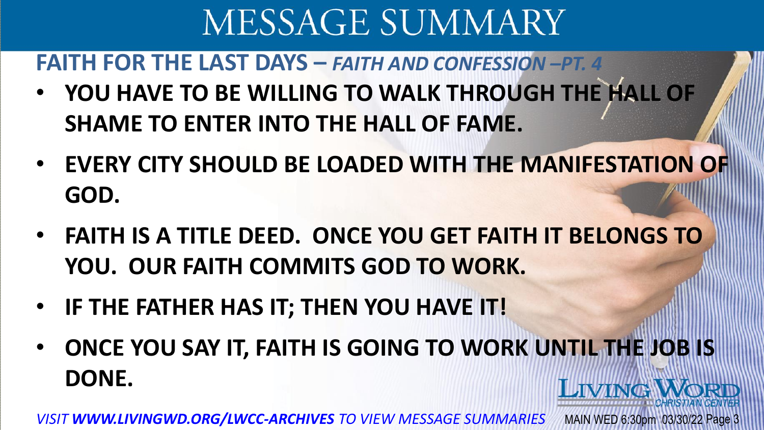# MESSAGE SUMMARY

## FAITH FOR THE LAST DAYS – *FAITH AND CONFESSION –PT. 4*

- **YOU HAVE TO BE WILLING TO WALK THROUGH THE HALL OF SHAME TO ENTER INTO THE HALL OF FAME.**
- **EVERY CITY SHOULD BE LOADED WITH THE MANIFESTATION OF GOD.**
- **FAITH IS A TITLE DEED. ONCE YOU GET FAITH IT BELONGS TO YOU. OUR FAITH COMMITS GOD TO WORK.**
- **IF THE FATHER HAS IT; THEN YOU HAVE IT!**
- **ONCE YOU SAY IT, FAITH IS GOING TO WORK UNTIL THE JOB IS DONE.**

LIVING WORD CHRISTIAN CENTER

*VISIT **WWW.LIVINGWD.ORG/LWCC-ARCHIVES** TO VIEW MESSAGE SUMMARIES*

MAIN WED 6:30pm 03/30/22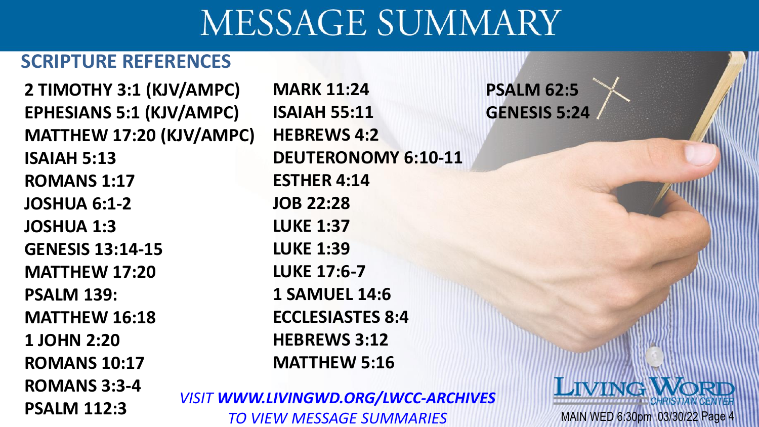# MESSAGE SUMMARY

## SCRIPTURE REFERENCES

**2 TIMOTHY 3:1 (KJV/AMPC)**
**EPHESIANS 5:1 (KJV/AMPC)**
**MATTHEW 17:20 (KJV/AMPC)**
**ISAIAH 5:13**
**ROMANS 1:17**
**JOSHUA 6:1-2**
**JOSHUA 1:3**
**GENESIS 13:14-15**
**MATTHEW 17:20**
**PSALM 139:**
**MATTHEW 16:18**
**1 JOHN 2:20**
**ROMANS 10:17**
**ROMANS 3:3-4**
**PSALM 112:3**

**MARK 11:24**
**ISAIAH 55:11**
**HEBREWS 4:2**
**DEUTERONOMY 6:10-11**
**ESTHER 4:14**
**JOB 22:28**
**LUKE 1:37**
**LUKE 1:39**
**LUKE 17:6-7**
**1 SAMUEL 14:6**
**ECCLESIASTES 8:4**
**HEBREWS 3:12**
**MATTHEW 5:16**

**PSALM 62:5**
**GENESIS 5:24**

*VISIT **WWW.LIVINGWD.ORG/LWCC-ARCHIVES** TO VIEW MESSAGE SUMMARIES*

LIVING WORD CHRISTIAN CENTER

MAIN WED 6:30pm 03/30/22